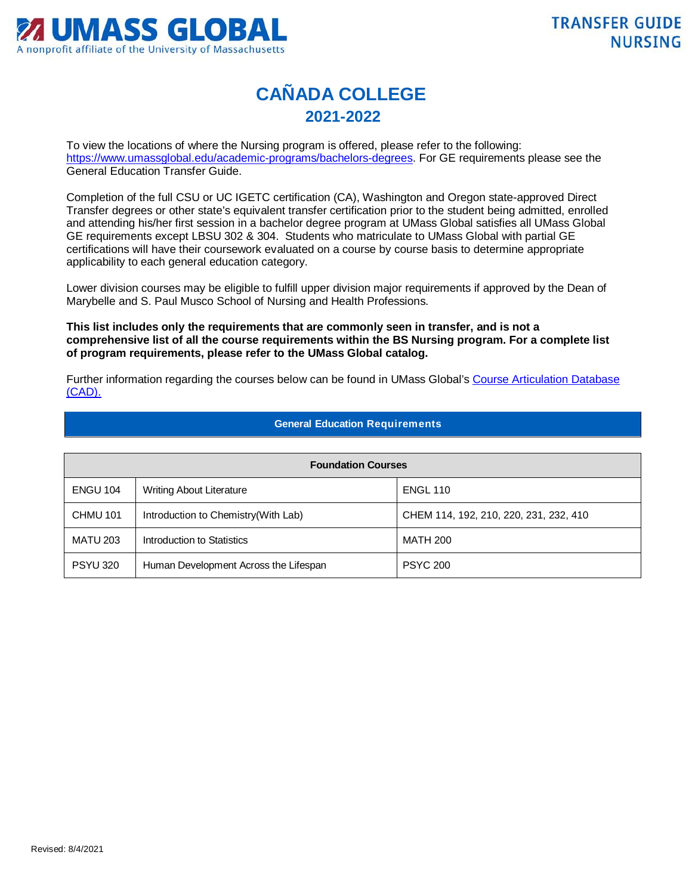**UMASS GLOBAL**
A nonprofit affiliate of the University of Massachusetts

**TRANSFER GUIDE NURSING**

# CAÑADA COLLEGE
## 2021-2022

To view the locations of where the Nursing program is offered, please refer to the following: https://www.umassglobal.edu/academic-programs/bachelors-degrees. For GE requirements please see the General Education Transfer Guide.

Completion of the full CSU or UC IGETC certification (CA), Washington and Oregon state-approved Direct Transfer degrees or other state's equivalent transfer certification prior to the student being admitted, enrolled and attending his/her first session in a bachelor degree program at UMass Global satisfies all UMass Global GE requirements except LBSU 302 & 304. Students who matriculate to UMass Global with partial GE certifications will have their coursework evaluated on a course by course basis to determine appropriate applicability to each general education category.

Lower division courses may be eligible to fulfill upper division major requirements if approved by the Dean of Marybelle and S. Paul Musco School of Nursing and Health Professions.

**This list includes only the requirements that are commonly seen in transfer, and is not a comprehensive list of all the course requirements within the BS Nursing program. For a complete list of program requirements, please refer to the UMass Global catalog.**

Further information regarding the courses below can be found in UMass Global's Course Articulation Database (CAD).

### General Education Requirements

| Foundation Courses | | |
|---|---|---|
| ENGU 104 | Writing About Literature | ENGL 110 |
| CHMU 101 | Introduction to Chemistry(With Lab) | CHEM 114, 192, 210, 220, 231, 232, 410 |
| MATU 203 | Introduction to Statistics | MATH 200 |
| PSYU 320 | Human Development Across the Lifespan | PSYC 200 |

Revised: 8/4/2021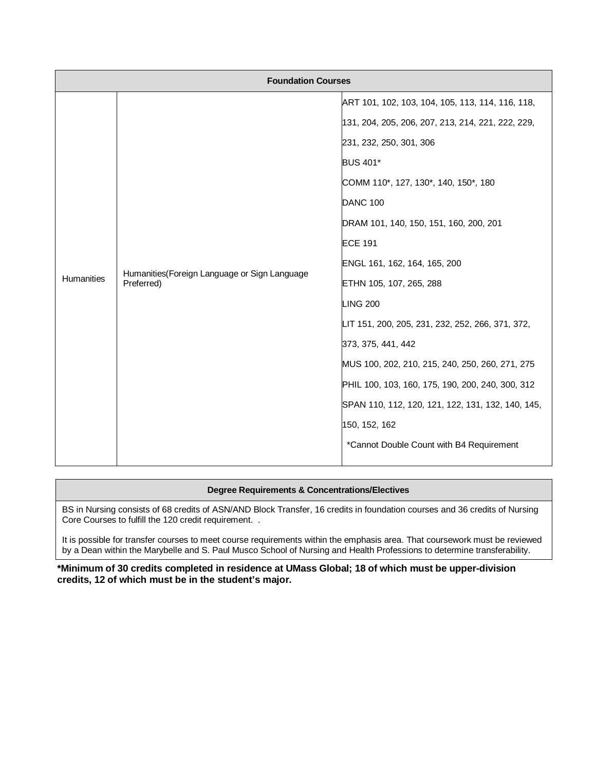| Foundation Courses | | |
|---|---|---|
| Humanities | Humanities(Foreign Language or Sign Language Preferred) | ART 101, 102, 103, 104, 105, 113, 114, 116, 118, 131, 204, 205, 206, 207, 213, 214, 221, 222, 229, 231, 232, 250, 301, 306<br>BUS 401*<br>COMM 110*, 127, 130*, 140, 150*, 180<br>DANC 100<br>DRAM 101, 140, 150, 151, 160, 200, 201<br>ECE 191<br>ENGL 161, 162, 164, 165, 200<br>ETHN 105, 107, 265, 288<br>LING 200<br>LIT 151, 200, 205, 231, 232, 252, 266, 371, 372, 373, 375, 441, 442<br>MUS 100, 202, 210, 215, 240, 250, 260, 271, 275<br>PHIL 100, 103, 160, 175, 190, 200, 240, 300, 312<br>SPAN 110, 112, 120, 121, 122, 131, 132, 140, 145, 150, 152, 162<br>*Cannot Double Count with B4 Requirement |

| Degree Requirements & Concentrations/Electives |
|---|
| BS in Nursing consists of 68 credits of ASN/AND Block Transfer, 16 credits in foundation courses and 36 credits of Nursing Core Courses to fulfill the 120 credit requirement. .<br><br>It is possible for transfer courses to meet course requirements within the emphasis area. That coursework must be reviewed by a Dean within the Marybelle and S. Paul Musco School of Nursing and Health Professions to determine transferability. |

**\*Minimum of 30 credits completed in residence at UMass Global; 18 of which must be upper-division credits, 12 of which must be in the student's major.**